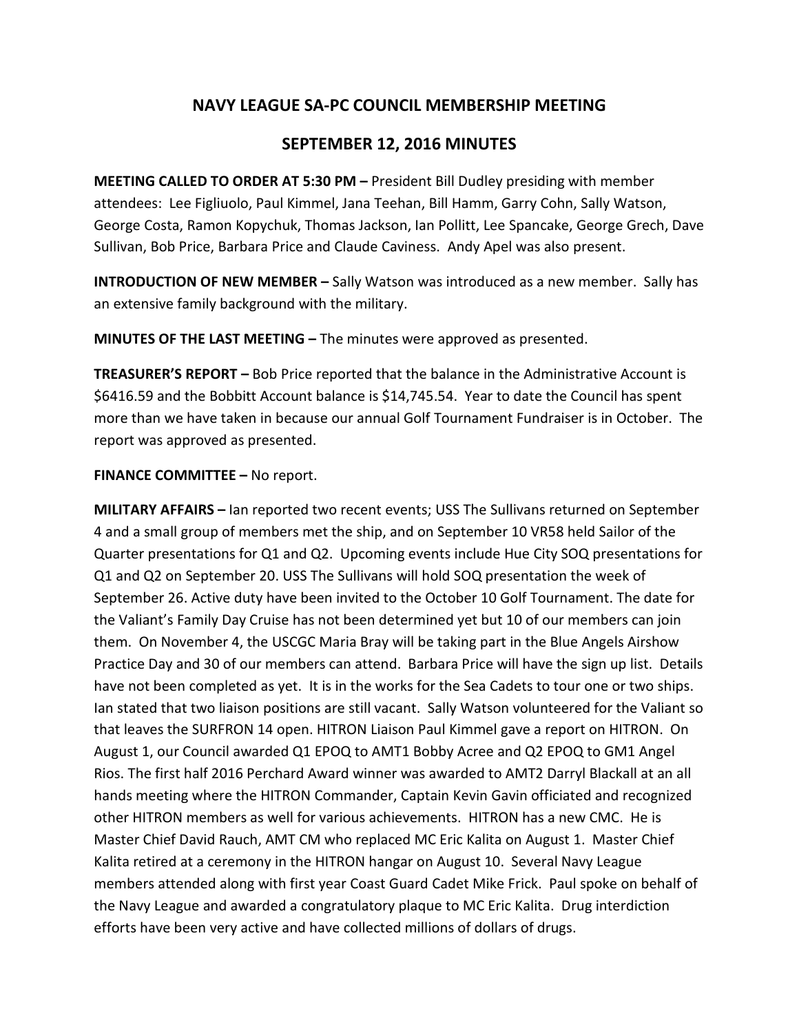# NAVY LEAGUE SA-PC COUNCIL MEMBERSHIP MEETING

## SEPTEMBER 12, 2016 MINUTES

**MEETING CALLED TO ORDER AT 5:30 PM –** President Bill Dudley presiding with member attendees: Lee Figliuolo, Paul Kimmel, Jana Teehan, Bill Hamm, Garry Cohn, Sally Watson, George Costa, Ramon Kopychuk, Thomas Jackson, Ian Pollitt, Lee Spancake, George Grech, Dave Sullivan, Bob Price, Barbara Price and Claude Caviness. Andy Apel was also present.

**INTRODUCTION OF NEW MEMBER –** Sally Watson was introduced as a new member. Sally has an extensive family background with the military.

**MINUTES OF THE LAST MEETING –** The minutes were approved as presented.

**TREASURER'S REPORT –** Bob Price reported that the balance in the Administrative Account is $6416.59 and the Bobbitt Account balance is $14,745.54. Year to date the Council has spent more than we have taken in because our annual Golf Tournament Fundraiser is in October. The report was approved as presented.

**FINANCE COMMITTEE –** No report.

**MILITARY AFFAIRS –** Ian reported two recent events; USS The Sullivans returned on September 4 and a small group of members met the ship, and on September 10 VR58 held Sailor of the Quarter presentations for Q1 and Q2. Upcoming events include Hue City SOQ presentations for Q1 and Q2 on September 20. USS The Sullivans will hold SOQ presentation the week of September 26. Active duty have been invited to the October 10 Golf Tournament. The date for the Valiant's Family Day Cruise has not been determined yet but 10 of our members can join them. On November 4, the USCGC Maria Bray will be taking part in the Blue Angels Airshow Practice Day and 30 of our members can attend. Barbara Price will have the sign up list. Details have not been completed as yet. It is in the works for the Sea Cadets to tour one or two ships. Ian stated that two liaison positions are still vacant. Sally Watson volunteered for the Valiant so that leaves the SURFRON 14 open. HITRON Liaison Paul Kimmel gave a report on HITRON. On August 1, our Council awarded Q1 EPOQ to AMT1 Bobby Acree and Q2 EPOQ to GM1 Angel Rios. The first half 2016 Perchard Award winner was awarded to AMT2 Darryl Blackall at an all hands meeting where the HITRON Commander, Captain Kevin Gavin officiated and recognized other HITRON members as well for various achievements. HITRON has a new CMC. He is Master Chief David Rauch, AMT CM who replaced MC Eric Kalita on August 1. Master Chief Kalita retired at a ceremony in the HITRON hangar on August 10. Several Navy League members attended along with first year Coast Guard Cadet Mike Frick. Paul spoke on behalf of the Navy League and awarded a congratulatory plaque to MC Eric Kalita. Drug interdiction efforts have been very active and have collected millions of dollars of drugs.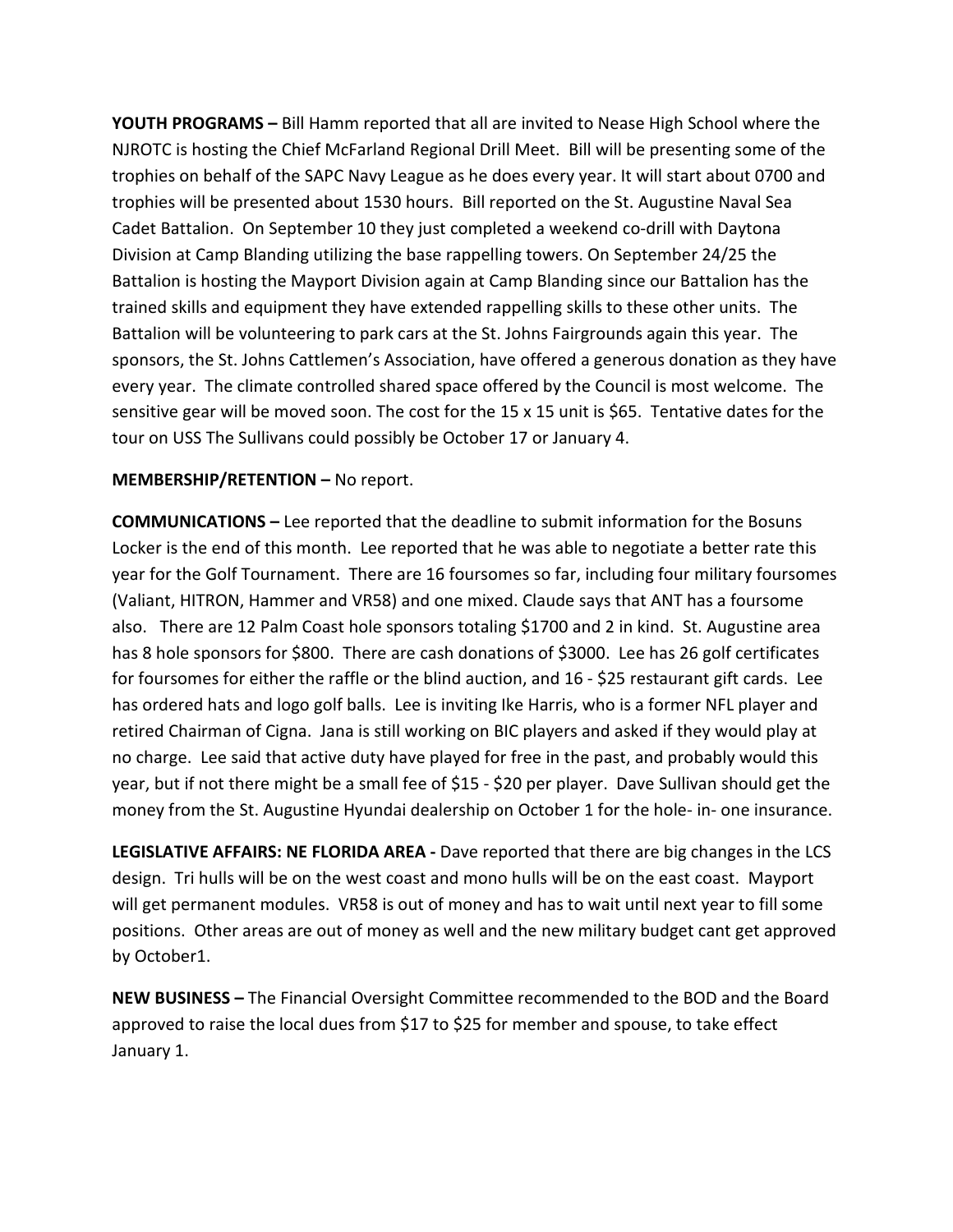**YOUTH PROGRAMS –** Bill Hamm reported that all are invited to Nease High School where the NJROTC is hosting the Chief McFarland Regional Drill Meet. Bill will be presenting some of the trophies on behalf of the SAPC Navy League as he does every year. It will start about 0700 and trophies will be presented about 1530 hours. Bill reported on the St. Augustine Naval Sea Cadet Battalion. On September 10 they just completed a weekend co-drill with Daytona Division at Camp Blanding utilizing the base rappelling towers. On September 24/25 the Battalion is hosting the Mayport Division again at Camp Blanding since our Battalion has the trained skills and equipment they have extended rappelling skills to these other units. The Battalion will be volunteering to park cars at the St. Johns Fairgrounds again this year. The sponsors, the St. Johns Cattlemen's Association, have offered a generous donation as they have every year. The climate controlled shared space offered by the Council is most welcome. The sensitive gear will be moved soon. The cost for the 15 x 15 unit is $65. Tentative dates for the tour on USS The Sullivans could possibly be October 17 or January 4.

**MEMBERSHIP/RETENTION –** No report.

**COMMUNICATIONS –** Lee reported that the deadline to submit information for the Bosuns Locker is the end of this month. Lee reported that he was able to negotiate a better rate this year for the Golf Tournament. There are 16 foursomes so far, including four military foursomes (Valiant, HITRON, Hammer and VR58) and one mixed. Claude says that ANT has a foursome also. There are 12 Palm Coast hole sponsors totaling $1700 and 2 in kind. St. Augustine area has 8 hole sponsors for $800. There are cash donations of $3000. Lee has 26 golf certificates for foursomes for either the raffle or the blind auction, and 16 - $25 restaurant gift cards. Lee has ordered hats and logo golf balls. Lee is inviting Ike Harris, who is a former NFL player and retired Chairman of Cigna. Jana is still working on BIC players and asked if they would play at no charge. Lee said that active duty have played for free in the past, and probably would this year, but if not there might be a small fee of $15 - $20 per player. Dave Sullivan should get the money from the St. Augustine Hyundai dealership on October 1 for the hole- in- one insurance.

**LEGISLATIVE AFFAIRS: NE FLORIDA AREA -** Dave reported that there are big changes in the LCS design. Tri hulls will be on the west coast and mono hulls will be on the east coast. Mayport will get permanent modules. VR58 is out of money and has to wait until next year to fill some positions. Other areas are out of money as well and the new military budget cant get approved by October1.

**NEW BUSINESS –** The Financial Oversight Committee recommended to the BOD and the Board approved to raise the local dues from $17 to $25 for member and spouse, to take effect January 1.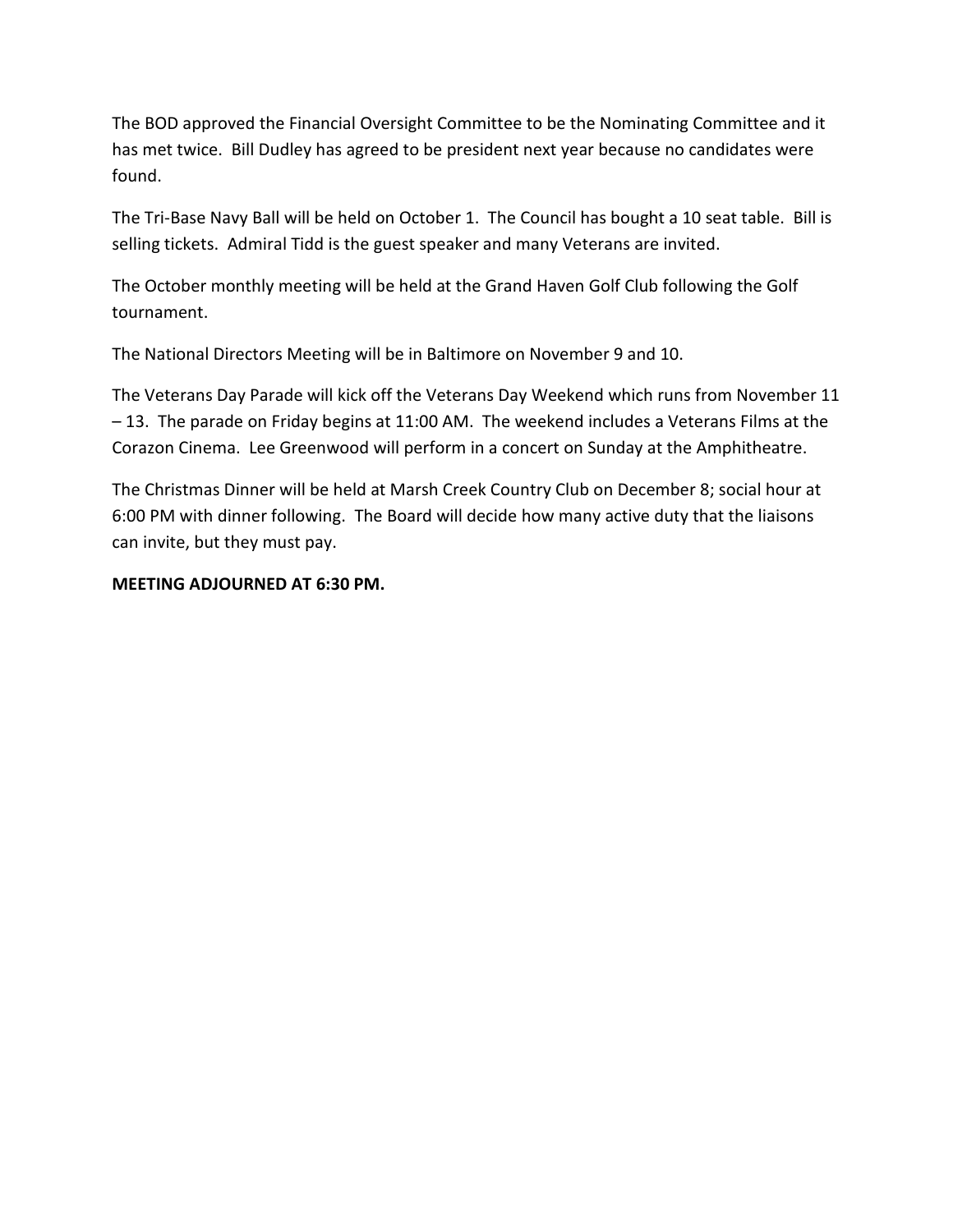The BOD approved the Financial Oversight Committee to be the Nominating Committee and it has met twice. Bill Dudley has agreed to be president next year because no candidates were found.

The Tri-Base Navy Ball will be held on October 1. The Council has bought a 10 seat table. Bill is selling tickets. Admiral Tidd is the guest speaker and many Veterans are invited.

The October monthly meeting will be held at the Grand Haven Golf Club following the Golf tournament.

The National Directors Meeting will be in Baltimore on November 9 and 10.

The Veterans Day Parade will kick off the Veterans Day Weekend which runs from November 11 – 13. The parade on Friday begins at 11:00 AM. The weekend includes a Veterans Films at the Corazon Cinema. Lee Greenwood will perform in a concert on Sunday at the Amphitheatre.

The Christmas Dinner will be held at Marsh Creek Country Club on December 8; social hour at 6:00 PM with dinner following. The Board will decide how many active duty that the liaisons can invite, but they must pay.

**MEETING ADJOURNED AT 6:30 PM.**